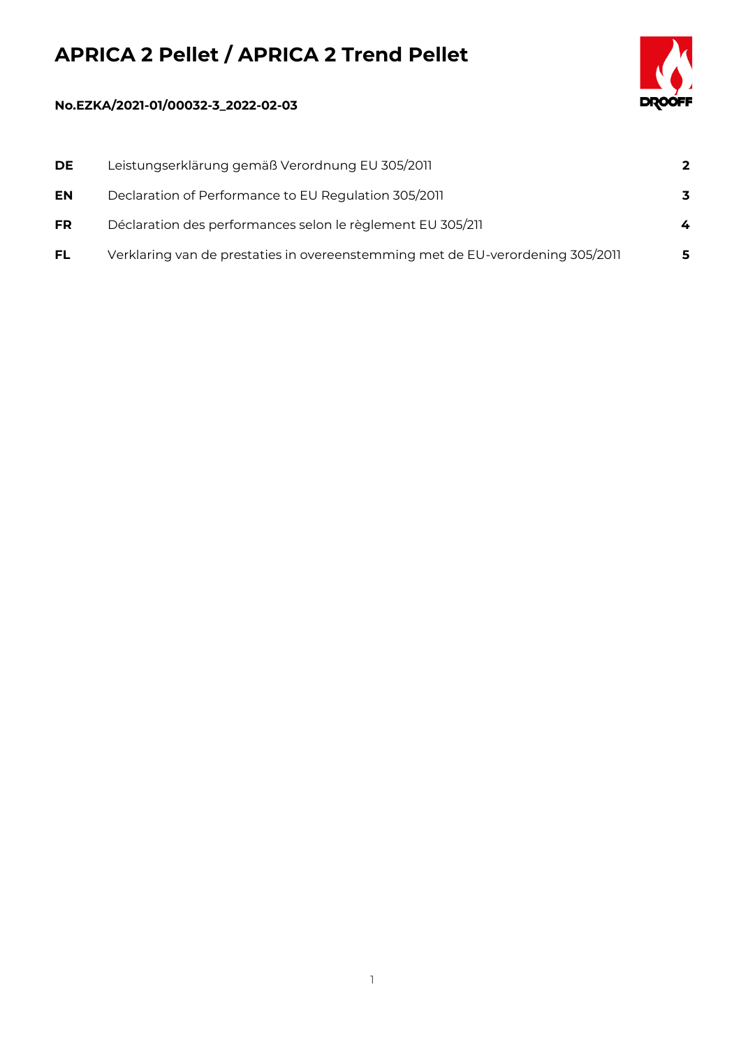# APRICA 2 Pellet / APRICA 2 Trend Pellet

**No.EZKA/2021-01/00032-3_2022-02-03**

| | | |
|---|---|---|
| **DE** | Leistungserklärung gemäß Verordnung EU 305/2011 | **2** |
| **EN** | Declaration of Performance to EU Regulation 305/2011 | **3** |
| **FR** | Déclaration des performances selon le règlement EU 305/211 | **4** |
| **FL** | Verklaring van de prestaties in overeenstemming met de EU-verordening 305/2011 | **5** |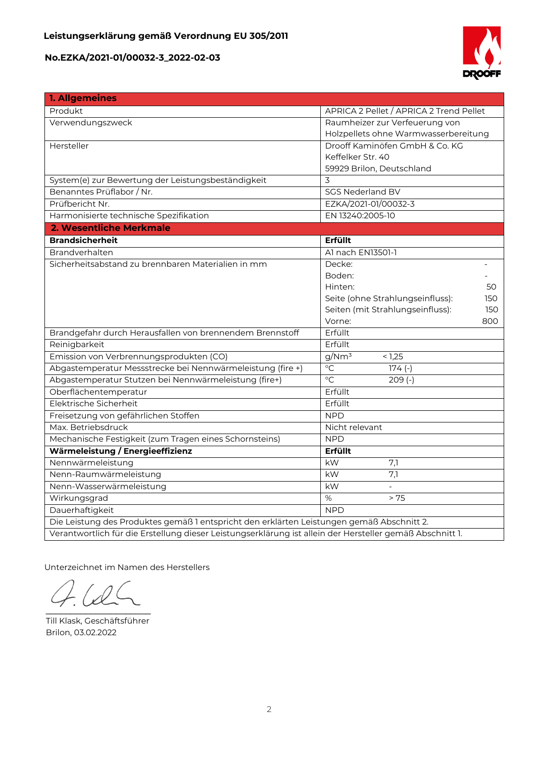**Leistungserklärung gemäß Verordnung EU 305/2011**

**No.EZKA/2021-01/00032-3_2022-02-03**

| **1. Allgemeines** | |
|---|---|
| Produkt | APRICA 2 Pellet / APRICA 2 Trend Pellet |
| Verwendungszweck | Raumheizer zur Verfeuerung von Holzpellets ohne Warmwasserbereitung |
| Hersteller | Drooff Kaminöfen GmbH & Co. KG<br>Keffelker Str. 40<br>59929 Brilon, Deutschland |
| System(e) zur Bewertung der Leistungsbeständigkeit | 3 |
| Benanntes Prüflabor / Nr. | SGS Nederland BV |
| Prüfbericht Nr. | EZKA/2021-01/00032-3 |
| Harmonisierte technische Spezifikation | EN 13240:2005-10 |
| **2. Wesentliche Merkmale** | |
| **Brandsicherheit** | **Erfüllt** |
| Brandverhalten | A1 nach EN13501-1 |
| Sicherheitsabstand zu brennbaren Materialien in mm | Decke: -<br>Boden: -<br>Hinten: 50<br>Seite (ohne Strahlungseinfluss): 150<br>Seiten (mit Strahlungseinfluss): 150<br>Vorne: 800 |
| Brandgefahr durch Herausfallen von brennendem Brennstoff | Erfüllt |
| Reinigbarkeit | Erfüllt |
| Emission von Verbrennungsprodukten (CO) | $g/Nm^3$ < 1,25 |
| Abgastemperatur Messstrecke bei Nennwärmeleistung (fire +) | °C 174 (-) |
| Abgastemperatur Stutzen bei Nennwärmeleistung (fire+) | °C 209 (-) |
| Oberflächentemperatur | Erfüllt |
| Elektrische Sicherheit | Erfüllt |
| Freisetzung von gefährlichen Stoffen | NPD |
| Max. Betriebsdruck | Nicht relevant |
| Mechanische Festigkeit (zum Tragen eines Schornsteins) | NPD |
| **Wärmeleistung / Energieeffizienz** | **Erfüllt** |
| Nennwärmeleistung | kW 7,1 |
| Nenn-Raumwärmeleistung | kW 7,1 |
| Nenn-Wasserwärmeleistung | kW - |
| Wirkungsgrad | % > 75 |
| Dauerhaftigkeit | NPD |
| Die Leistung des Produktes gemäß 1 entspricht den erklärten Leistungen gemäß Abschnitt 2. | |
| Verantwortlich für die Erstellung dieser Leistungserklärung ist allein der Hersteller gemäß Abschnitt 1. | |

Unterzeichnet im Namen des Herstellers

Till Klask, Geschäftsführer
Brilon, 03.02.2022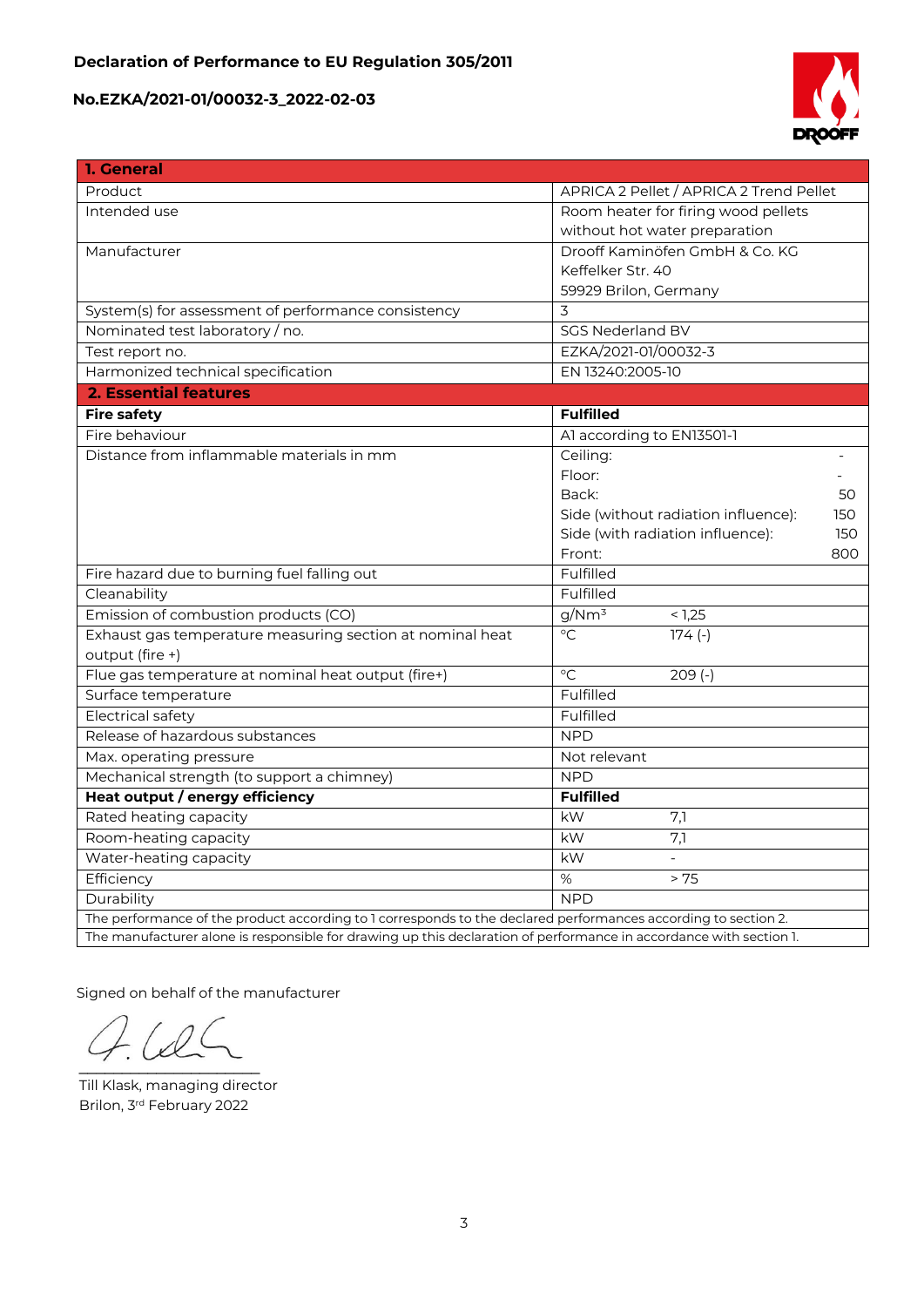**Declaration of Performance to EU Regulation 305/2011**

**No.EZKA/2021-01/00032-3_2022-02-03**

| **1. General** | |
|---|---|
| Product | APRICA 2 Pellet / APRICA 2 Trend Pellet |
| Intended use | Room heater for firing wood pellets without hot water preparation |
| Manufacturer | Drooff Kaminöfen GmbH & Co. KG<br>Keffelker Str. 40<br>59929 Brilon, Germany |
| System(s) for assessment of performance consistency | 3 |
| Nominated test laboratory / no. | SGS Nederland BV |
| Test report no. | EZKA/2021-01/00032-3 |
| Harmonized technical specification | EN 13240:2005-10 |
| **2. Essential features** | |
| **Fire safety** | **Fulfilled** |
| Fire behaviour | A1 according to EN13501-1 |
| Distance from inflammable materials in mm | Ceiling: -<br>Floor: -<br>Back: 50<br>Side (without radiation influence): 150<br>Side (with radiation influence): 150<br>Front: 800 |
| Fire hazard due to burning fuel falling out | Fulfilled |
| Cleanability | Fulfilled |
| Emission of combustion products (CO) | g/Nm³ < 1,25 |
| Exhaust gas temperature measuring section at nominal heat output (fire +) | °C 174 (-) |
| Flue gas temperature at nominal heat output (fire+) | °C 209 (-) |
| Surface temperature | Fulfilled |
| Electrical safety | Fulfilled |
| Release of hazardous substances | NPD |
| Max. operating pressure | Not relevant |
| Mechanical strength (to support a chimney) | NPD |
| **Heat output / energy efficiency** | **Fulfilled** |
| Rated heating capacity | kW 7,1 |
| Room-heating capacity | kW 7,1 |
| Water-heating capacity | kW - |
| Efficiency | % > 75 |
| Durability | NPD |
| The performance of the product according to 1 corresponds to the declared performances according to section 2. | |
| The manufacturer alone is responsible for drawing up this declaration of performance in accordance with section 1. | |

Signed on behalf of the manufacturer

Till Klask, managing director
Brilon, 3rd February 2022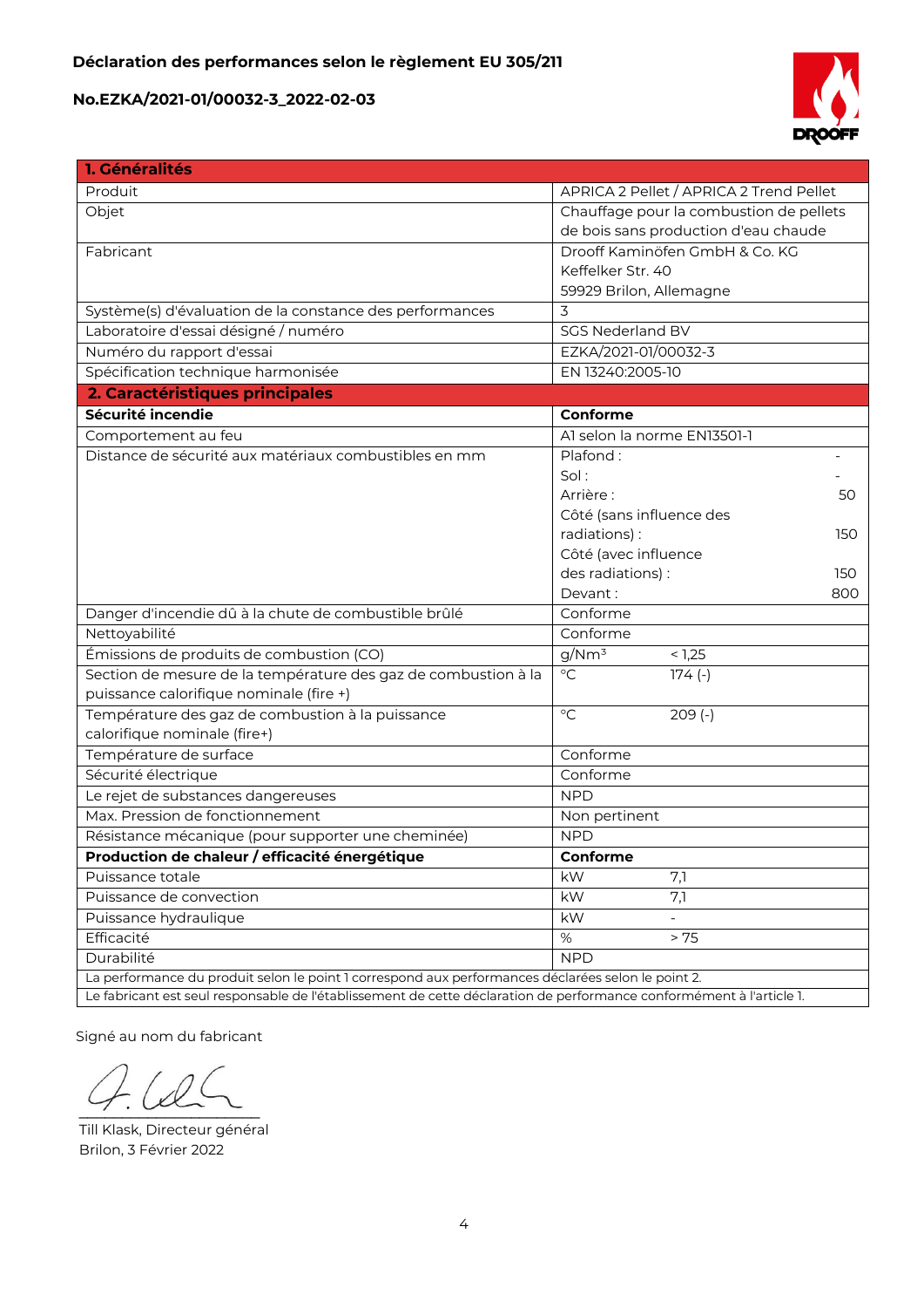**Déclaration des performances selon le règlement EU 305/211**

**No.EZKA/2021-01/00032-3_2022-02-03**

| **1. Généralités** | |
|---|---|
| Produit | APRICA 2 Pellet / APRICA 2 Trend Pellet |
| Objet | Chauffage pour la combustion de pellets de bois sans production d'eau chaude |
| Fabricant | Drooff Kaminöfen GmbH & Co. KG<br>Keffelker Str. 40<br>59929 Brilon, Allemagne |
| Système(s) d'évaluation de la constance des performances | 3 |
| Laboratoire d'essai désigné / numéro | SGS Nederland BV |
| Numéro du rapport d'essai | EZKA/2021-01/00032-3 |
| Spécification technique harmonisée | EN 13240:2005-10 |
| **2. Caractéristiques principales** | |
| **Sécurité incendie** | **Conforme** |
| Comportement au feu | A1 selon la norme EN13501-1 |
| Distance de sécurité aux matériaux combustibles en mm | Plafond : -<br>Sol : -<br>Arrière : 50<br>Côté (sans influence des radiations) : 150<br>Côté (avec influence des radiations) : 150<br>Devant : 800 |
| Danger d'incendie dû à la chute de combustible brûlé | Conforme |
| Nettoyabilité | Conforme |
| Émissions de produits de combustion (CO) | g/Nm³ < 1,25 |
| Section de mesure de la température des gaz de combustion à la puissance calorifique nominale (fire +) | °C 174 (-) |
| Température des gaz de combustion à la puissance calorifique nominale (fire+) | °C 209 (-) |
| Température de surface | Conforme |
| Sécurité électrique | Conforme |
| Le rejet de substances dangereuses | NPD |
| Max. Pression de fonctionnement | Non pertinent |
| Résistance mécanique (pour supporter une cheminée) | NPD |
| **Production de chaleur / efficacité énergétique** | **Conforme** |
| Puissance totale | kW 7,1 |
| Puissance de convection | kW 7,1 |
| Puissance hydraulique | kW - |
| Efficacité | % > 75 |
| Durabilité | NPD |
| La performance du produit selon le point 1 correspond aux performances déclarées selon le point 2. | |
| Le fabricant est seul responsable de l'établissement de cette déclaration de performance conformément à l'article 1. | |

Signé au nom du fabricant

Till Klask, Directeur général
Brilon, 3 Février 2022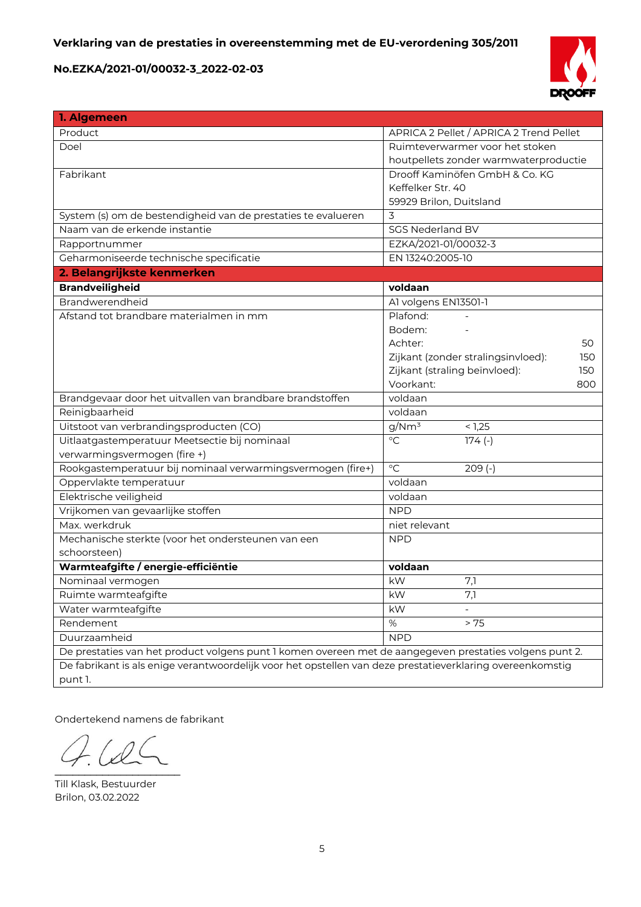**Verklaring van de prestaties in overeenstemming met de EU-verordening 305/2011**

**No.EZKA/2021-01/00032-3_2022-02-03**

| | |
|---|---|
| **1. Algemeen** | |
| Product | APRICA 2 Pellet / APRICA 2 Trend Pellet |
| Doel | Ruimteverwarmer voor het stoken houtpellets zonder warmwaterproductie |
| Fabrikant | Drooff Kaminöfen GmbH & Co. KG<br>Keffelker Str. 40<br>59929 Brilon, Duitsland |
| System (s) om de bestendigheid van de prestaties te evalueren | 3 |
| Naam van de erkende instantie | SGS Nederland BV |
| Rapportnummer | EZKA/2021-01/00032-3 |
| Geharmoniseerde technische specificatie | EN 13240:2005-10 |
| **2. Belangrijkste kenmerken** | |
| **Brandveiligheid** | **voldaan** |
| Brandwerendheid | A1 volgens EN13501-1 |
| Afstand tot brandbare materialmen in mm | Plafond: -<br>Bodem: -<br>Achter: 50<br>Zijkant (zonder stralingsinvloed): 150<br>Zijkant (straling beïnvloed): 150<br>Voorkant: 800 |
| Brandgevaar door het uitvallen van brandbare brandstoffen | voldaan |
| Reinigbaarheid | voldaan |
| Uitstoot van verbrandingsproducten (CO) | g/Nm³ < 1,25 |
| Uitlaatgastemperatuur Meetsectie bij nominaal verwarmingsvermogen (fire +) | °C 174 (-) |
| Rookgastemperatuur bij nominaal verwarmingsvermogen (fire+) | °C 209 (-) |
| Oppervlakte temperatuur | voldaan |
| Elektrische veiligheid | voldaan |
| Vrijkomen van gevaarlijke stoffen | NPD |
| Max. werkdruk | niet relevant |
| Mechanische sterkte (voor het ondersteunen van een schoorsteen) | NPD |
| **Warmteafgifte / energie-efficiëntie** | **voldaan** |
| Nominaal vermogen | kW 7,1 |
| Ruimte warmteafgifte | kW 7,1 |
| Water warmteafgifte | kW - |
| Rendement | % > 75 |
| Duurzaamheid | NPD |
| De prestaties van het product volgens punt 1 komen overeen met de aangegeven prestaties volgens punt 2. | |
| De fabrikant is als enige verantwoordelijk voor het opstellen van deze prestatieverklaring overeenkomstig punt 1. | |

Ondertekend namens de fabrikant

Till Klask, Bestuurder
Brilon, 03.02.2022